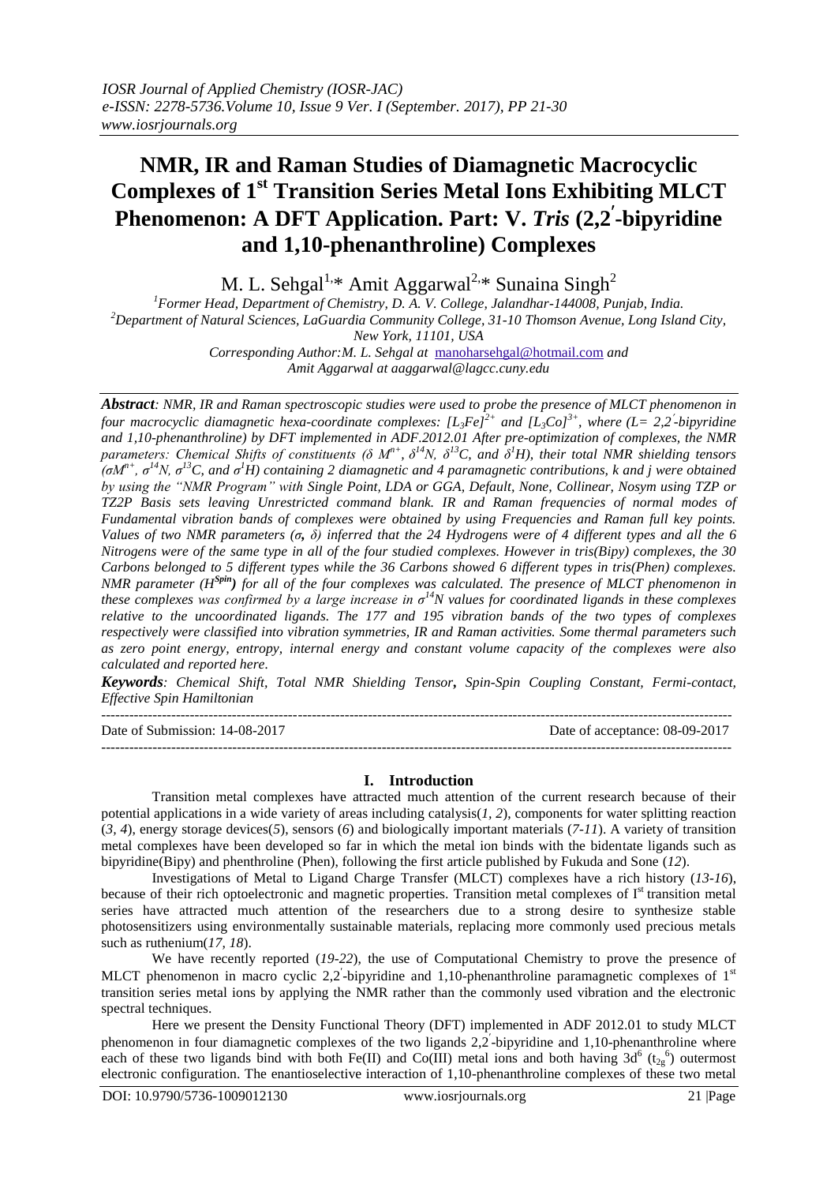# NMR, IR and Raman Studies of Diamagnetic Macrocyclic Complexes of 1st Transition Series Metal Ions Exhibiting MLCT Phenomenon: A DFT Application. Part: V. *Tris* (2,2′-bipyridine and 1,10-phenanthroline) Complexes

M. L. Sehgal[1,]* Amit Aggarwal[2,]* Sunaina Singh[2]

[1]*Former Head, Department of Chemistry, D. A. V. College, Jalandhar-144008, Punjab, India.*
[2]*Department of Natural Sciences, LaGuardia Community College, 31-10 Thomson Avenue, Long Island City, New York, 11101, USA*
*Corresponding Author:M. L. Sehgal at* manoharsehgal@hotmail.com *and Amit Aggarwal at aaggarwal@lagcc.cuny.edu*

***Abstract**: NMR, IR and Raman spectroscopic studies were used to probe the presence of MLCT phenomenon in four macrocyclic diamagnetic hexa-coordinate complexes: $[L_3Fe]^{2+}$ and $[L_3Co]^{3+}$, where (L= 2,2′-bipyridine and 1,10-phenanthroline) by DFT implemented in ADF.2012.01 After pre-optimization of complexes, the NMR parameters: Chemical Shifts of constituents ($\delta M^{n+}$, $\delta^{14}N$, $\delta^{13}C$, and $\delta^{1}H$), their total NMR shielding tensors ($\sigma M^{n+}$, $\sigma^{14}N$, $\sigma^{13}C$, and $\sigma^{1}H$) containing 2 diamagnetic and 4 paramagnetic contributions, k and j were obtained by using the "NMR Program" with Single Point, LDA or GGA, Default, None, Collinear, Nosym using TZP or TZ2P Basis sets leaving Unrestricted command blank. IR and Raman frequencies of normal modes of Fundamental vibration bands of complexes were obtained by using Frequencies and Raman full key points. Values of two NMR parameters (**σ,** δ) inferred that the 24 Hydrogens were of 4 different types and all the 6 Nitrogens were of the same type in all of the four studied complexes. However in tris(Bipy) complexes, the 30 Carbons belonged to 5 different types while the 36 Carbons showed 6 different types in tris(Phen) complexes. NMR parameter (**$H^{Spin}$**) for all of the four complexes was calculated. The presence of MLCT phenomenon in these complexes was confirmed by a large increase in $\sigma^{14}N$ values for coordinated ligands in these complexes relative to the uncoordinated ligands. The 177 and 195 vibration bands of the two types of complexes respectively were classified into vibration symmetries, IR and Raman activities. Some thermal parameters such as zero point energy, entropy, internal energy and constant volume capacity of the complexes were also calculated and reported here.*

***Keywords**: Chemical Shift, Total NMR Shielding Tensor**,** Spin-Spin Coupling Constant, Fermi-contact, Effective Spin Hamiltonian*

Date of Submission: 14-08-2017 | Date of acceptance: 08-09-2017

## I. Introduction

Transition metal complexes have attracted much attention of the current research because of their potential applications in a wide variety of areas including catalysis(*1, 2*), components for water splitting reaction (*3, 4*), energy storage devices(*5*), sensors (*6*) and biologically important materials (*7-11*). A variety of transition metal complexes have been developed so far in which the metal ion binds with the bidentate ligands such as bipyridine(Bipy) and phenthroline (Phen), following the first article published by Fukuda and Sone (*12*).

Investigations of Metal to Ligand Charge Transfer (MLCT) complexes have a rich history (*13-16*), because of their rich optoelectronic and magnetic properties. Transition metal complexes of Ist transition metal series have attracted much attention of the researchers due to a strong desire to synthesize stable photosensitizers using environmentally sustainable materials, replacing more commonly used precious metals such as ruthenium(*17, 18*).

We have recently reported (*19-22*), the use of Computational Chemistry to prove the presence of MLCT phenomenon in macro cyclic 2,2′-bipyridine and 1,10-phenanthroline paramagnetic complexes of 1st transition series metal ions by applying the NMR rather than the commonly used vibration and the electronic spectral techniques.

Here we present the Density Functional Theory (DFT) implemented in ADF 2012.01 to study MLCT phenomenon in four diamagnetic complexes of the two ligands 2,2′-bipyridine and 1,10-phenanthroline where each of these two ligands bind with both Fe(II) and Co(III) metal ions and both having $3d^6$ ($t_{2g}^6$) outermost electronic configuration. The enantioselective interaction of 1,10-phenanthroline complexes of these two metal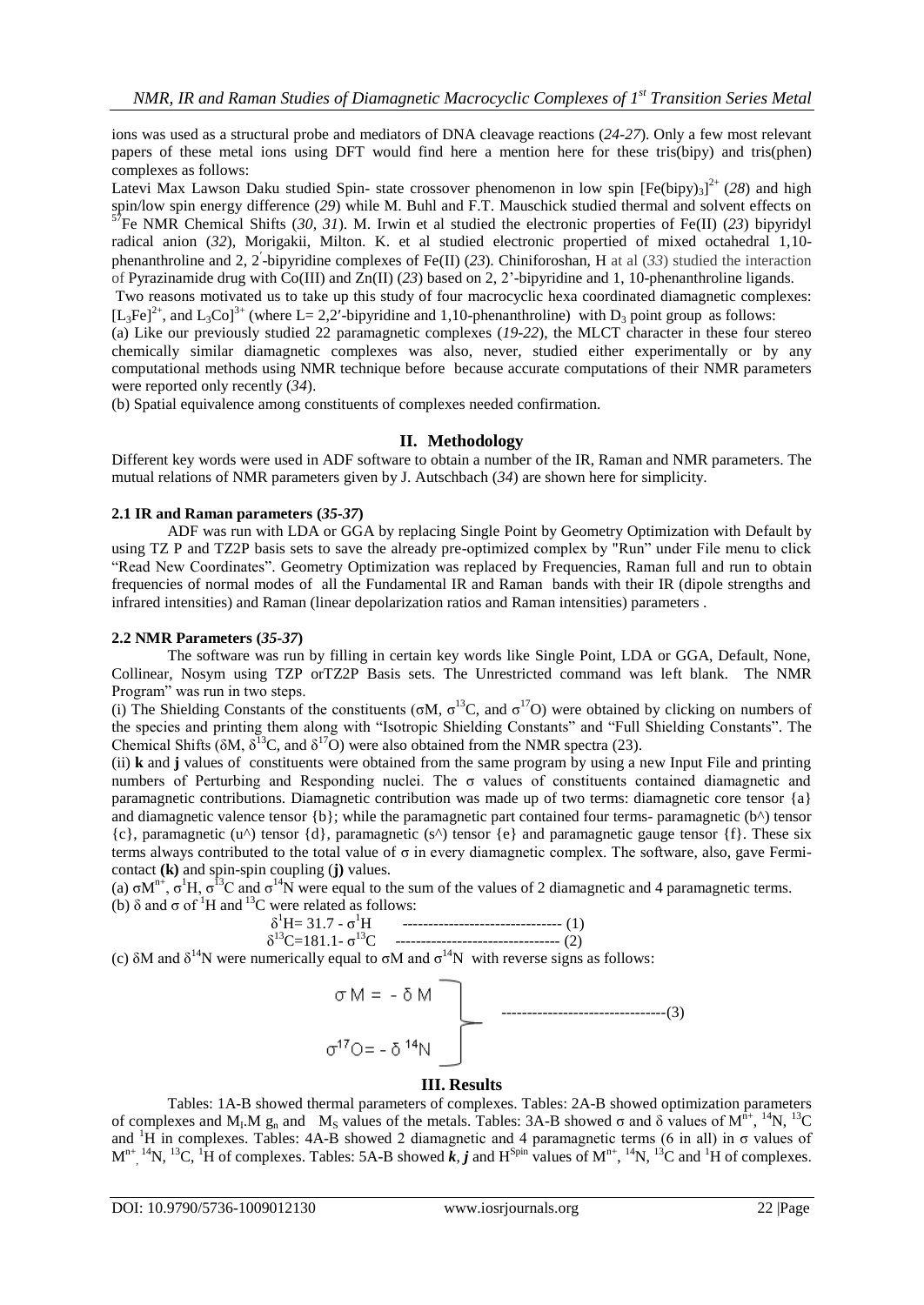ions was used as a structural probe and mediators of DNA cleavage reactions (*24-27*). Only a few most relevant papers of these metal ions using DFT would find here a mention here for these tris(bipy) and tris(phen) complexes as follows:

Latevi Max Lawson Daku studied Spin- state crossover phenomenon in low spin $[Fe(bipy)_3]^{2+}$ (*28*) and high spin/low spin energy difference (*29*) while M. Buhl and F.T. Mauschick studied thermal and solvent effects on $^{57}Fe$ NMR Chemical Shifts (*30, 31*). M. Irwin et al studied the electronic properties of Fe(II) (*23*) bipyridyl radical anion (*32*), Morigakii, Milton. K. et al studied electronic propertied of mixed octahedral 1,10-phenanthroline and 2, 2′-bipyridine complexes of Fe(II) (*23*). Chiniforoshan, H at al (*33*) studied the interaction of Pyrazinamide drug with Co(III) and Zn(II) (*23*) based on 2, 2'-bipyridine and 1, 10-phenanthroline ligands.

Two reasons motivated us to take up this study of four macrocyclic hexa coordinated diamagnetic complexes: $[L_3Fe]^{2+}$, and $L_3Co]^{3+}$ (where L= 2,2′-bipyridine and 1,10-phenanthroline) with $D_3$ point group as follows:

(a) Like our previously studied 22 paramagnetic complexes (*19-22*), the MLCT character in these four stereo chemically similar diamagnetic complexes was also, never, studied either experimentally or by any computational methods using NMR technique before because accurate computations of their NMR parameters were reported only recently (*34*).

(b) Spatial equivalence among constituents of complexes needed confirmation.

## II. Methodology

Different key words were used in ADF software to obtain a number of the IR, Raman and NMR parameters. The mutual relations of NMR parameters given by J. Autschbach (*34*) are shown here for simplicity.

### 2.1 IR and Raman parameters (*35-37*)

ADF was run with LDA or GGA by replacing Single Point by Geometry Optimization with Default by using TZ P and TZ2P basis sets to save the already pre-optimized complex by "Run" under File menu to click "Read New Coordinates". Geometry Optimization was replaced by Frequencies, Raman full and run to obtain frequencies of normal modes of all the Fundamental IR and Raman bands with their IR (dipole strengths and infrared intensities) and Raman (linear depolarization ratios and Raman intensities) parameters .

### 2.2 NMR Parameters (*35-37*)

The software was run by filling in certain key words like Single Point, LDA or GGA, Default, None, Collinear, Nosym using TZP orTZ2P Basis sets. The Unrestricted command was left blank. The NMR Program" was run in two steps.

(i) The Shielding Constants of the constituents ($\sigma M$, $\sigma^{13}C$, and $\sigma^{17}O$) were obtained by clicking on numbers of the species and printing them along with "Isotropic Shielding Constants" and "Full Shielding Constants". The Chemical Shifts ($\delta M$, $\delta^{13}C$, and $\delta^{17}O$) were also obtained from the NMR spectra (23).

(ii) **k** and **j** values of constituents were obtained from the same program by using a new Input File and printing numbers of Perturbing and Responding nuclei. The $\sigma$ values of constituents contained diamagnetic and paramagnetic contributions. Diamagnetic contribution was made up of two terms: diamagnetic core tensor {a} and diamagnetic valence tensor {b}; while the paramagnetic part contained four terms- paramagnetic (b^) tensor {c}, paramagnetic (u^) tensor {d}, paramagnetic (s^) tensor {e} and paramagnetic gauge tensor {f}. These six terms always contributed to the total value of $\sigma$ in every diamagnetic complex. The software, also, gave Fermi-contact **(k)** and spin-spin coupling (**j**) values.

(a) $\sigma M^{n+}$, $\sigma^1H$, $\sigma^{13}C$ and $\sigma^{14}N$ were equal to the sum of the values of 2 diamagnetic and 4 paramagnetic terms.

(b) $\delta$ and $\sigma$ of $^1H$ and $^{13}C$ were related as follows:

$$\delta^1H = 31.7 - \sigma^1H \quad \text{------------------------------- (1)}$$

$$\delta^{13}C = 181.1 - \sigma^{13}C \quad \text{-------------------------------- (2)}$$

(c) $\delta M$ and $\delta^{14}N$ were numerically equal to $\sigma M$ and $\sigma^{14}N$ with reverse signs as follows:

$$\left.\begin{array}{l} \sigma M = -\delta M \\ \sigma^{17}O = -\delta^{14}N \end{array}\right\} \quad \text{--------------------------------(3)}$$

## III. Results

Tables: 1A-B showed thermal parameters of complexes. Tables: 2A-B showed optimization parameters of complexes and $M_I.M$ $g_n$ and $M_S$ values of the metals. Tables: 3A-B showed $\sigma$ and $\delta$ values of $M^{n+}$, $^{14}N$, $^{13}C$ and $^1H$ in complexes. Tables: 4A-B showed 2 diamagnetic and 4 paramagnetic terms (6 in all) in $\sigma$ values of $M^{n+}$, $^{14}N$, $^{13}C$, $^1H$ of complexes. Tables: 5A-B showed ***k***, ***j*** and $H^{Spin}$ values of $M^{n+}$, $^{14}N$, $^{13}C$ and $^1H$ of complexes.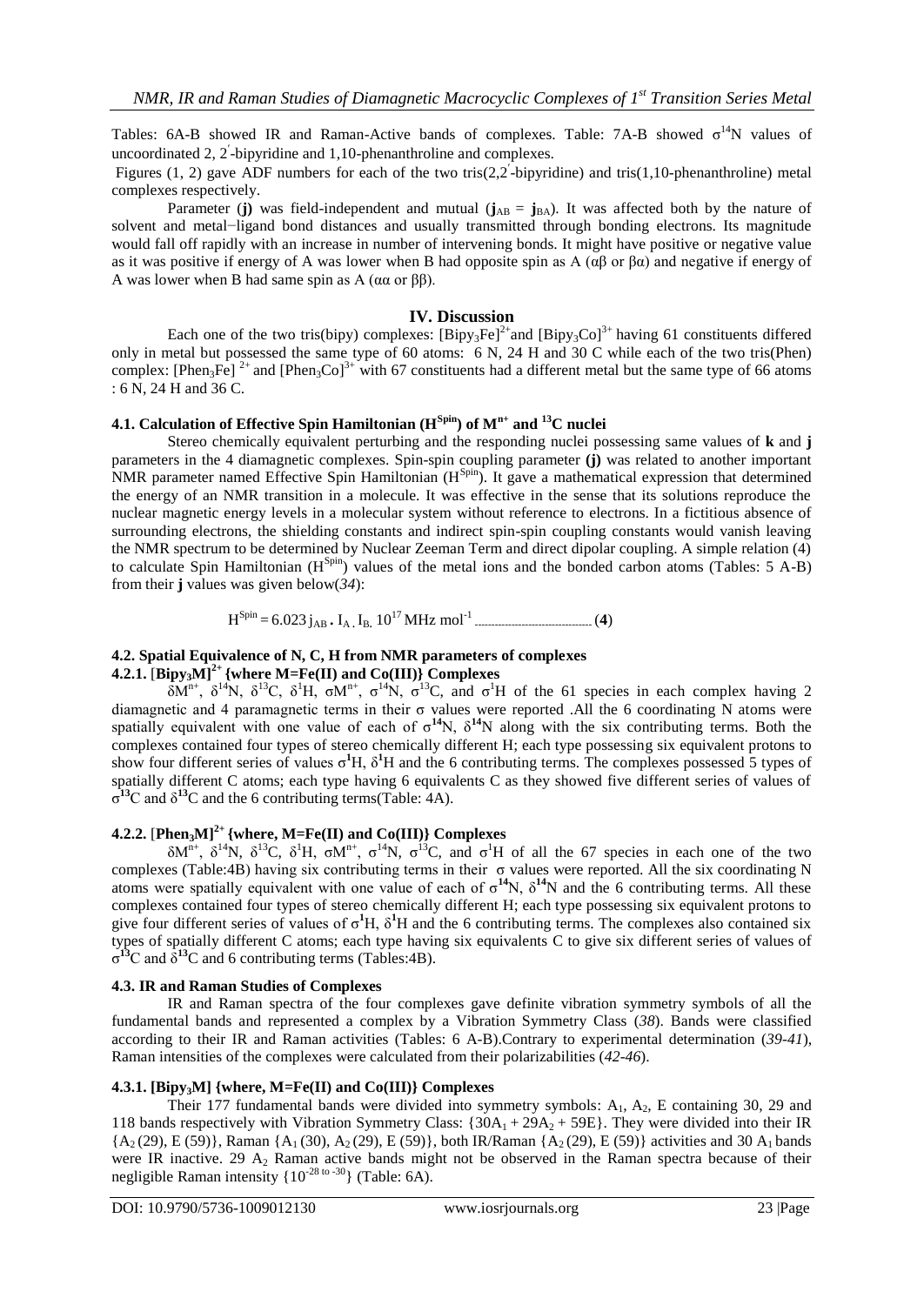Tables: 6A-B showed IR and Raman-Active bands of complexes. Table: 7A-B showed $\sigma^{14}N$ values of uncoordinated 2, 2′-bipyridine and 1,10-phenanthroline and complexes.

Figures (1, 2) gave ADF numbers for each of the two tris(2,2′-bipyridine) and tris(1,10-phenanthroline) metal complexes respectively.

Parameter (**j**) was field-independent and mutual ($\mathbf{j}_{AB} = \mathbf{j}_{BA}$). It was affected both by the nature of solvent and metal−ligand bond distances and usually transmitted through bonding electrons. Its magnitude would fall off rapidly with an increase in number of intervening bonds. It might have positive or negative value as it was positive if energy of A was lower when B had opposite spin as A (αβ or βα) and negative if energy of A was lower when B had same spin as A (αα or ββ).

## IV. Discussion

Each one of the two tris(bipy) complexes: $[Bipy_3Fe]^{2+}$ and $[Bipy_3Co]^{3+}$ having 61 constituents differed only in metal but possessed the same type of 60 atoms: 6 N, 24 H and 30 C while each of the two tris(Phen) complex: $[Phen_3Fe]^{2+}$ and $[Phen_3Co]^{3+}$ with 67 constituents had a different metal but the same type of 66 atoms : 6 N, 24 H and 36 C.

### 4.1. Calculation of Effective Spin Hamiltonian ($H^{Spin}$) of $M^{n+}$ and $^{13}C$ nuclei

Stereo chemically equivalent perturbing and the responding nuclei possessing same values of **k** and **j** parameters in the 4 diamagnetic complexes. Spin-spin coupling parameter **(j)** was related to another important NMR parameter named Effective Spin Hamiltonian ($H^{Spin}$). It gave a mathematical expression that determined the energy of an NMR transition in a molecule. It was effective in the sense that its solutions reproduce the nuclear magnetic energy levels in a molecular system without reference to electrons. In a fictitious absence of surrounding electrons, the shielding constants and indirect spin-spin coupling constants would vanish leaving the NMR spectrum to be determined by Nuclear Zeeman Term and direct dipolar coupling. A simple relation (4) to calculate Spin Hamiltonian ($H^{Spin}$) values of the metal ions and the bonded carbon atoms (Tables: 5 A-B) from their **j** values was given below(*34*):

$$H^{Spin} = 6.023\, j_{AB} \,.\, I_A \,.\, I_B \, 10^{17} \text{ MHz mol}^{-1} \quad (4)$$

### 4.2. Spatial Equivalence of N, C, H from NMR parameters of complexes

### 4.2.1. $[Bipy_3M]^{2+}$ {where M=Fe(II) and Co(III)} Complexes

$\delta M^{n+}$, $\delta^{14}N$, $\delta^{13}C$, $\delta^{1}H$, $\sigma M^{n+}$, $\sigma^{14}N$, $\sigma^{13}C$, and $\sigma^{1}H$ of the 61 species in each complex having 2 diamagnetic and 4 paramagnetic terms in their σ values were reported .All the 6 coordinating N atoms were spatially equivalent with one value of each of $\sigma^{14}N$, $\delta^{14}N$ along with the six contributing terms. Both the complexes contained four types of stereo chemically different H; each type possessing six equivalent protons to show four different series of values $\sigma^{1}H$, $\delta^{1}H$ and the 6 contributing terms. The complexes possessed 5 types of spatially different C atoms; each type having 6 equivalents C as they showed five different series of values of $\sigma^{13}C$ and $\delta^{13}C$ and the 6 contributing terms(Table: 4A).

### 4.2.2. $[Phen_3M]^{2+}$ {where, M=Fe(II) and Co(III)} Complexes

$\delta M^{n+}$, $\delta^{14}N$, $\delta^{13}C$, $\delta^{1}H$, $\sigma M^{n+}$, $\sigma^{14}N$, $\sigma^{13}C$, and $\sigma^{1}H$ of all the 67 species in each one of the two complexes (Table:4B) having six contributing terms in their σ values were reported. All the six coordinating N atoms were spatially equivalent with one value of each of $\sigma^{14}N$, $\delta^{14}N$ and the 6 contributing terms. All these complexes contained four types of stereo chemically different H; each type possessing six equivalent protons to give four different series of values of $\sigma^{1}H$, $\delta^{1}H$ and the 6 contributing terms. The complexes also contained six types of spatially different C atoms; each type having six equivalents C to give six different series of values of $\sigma^{13}C$ and $\delta^{13}C$ and 6 contributing terms (Tables:4B).

### 4.3. IR and Raman Studies of Complexes

IR and Raman spectra of the four complexes gave definite vibration symmetry symbols of all the fundamental bands and represented a complex by a Vibration Symmetry Class (*38*). Bands were classified according to their IR and Raman activities (Tables: 6 A-B).Contrary to experimental determination (*39-41*), Raman intensities of the complexes were calculated from their polarizabilities (*42-46*).

### 4.3.1. $[Bipy_3M]$ {where, M=Fe(II) and Co(III)} Complexes

Their 177 fundamental bands were divided into symmetry symbols: $A_1$, $A_2$, E containing 30, 29 and 118 bands respectively with Vibration Symmetry Class: $\{30A_1 + 29A_2 + 59E\}$. They were divided into their IR $\{A_2\,(29), E\,(59)\}$, Raman $\{A_1\,(30), A_2\,(29), E\,(59)\}$, both IR/Raman $\{A_2\,(29), E\,(59)\}$ activities and 30 $A_1$ bands were IR inactive. 29 $A_2$ Raman active bands might not be observed in the Raman spectra because of their negligible Raman intensity $\{10^{-28 \text{ to } -30}\}$ (Table: 6A).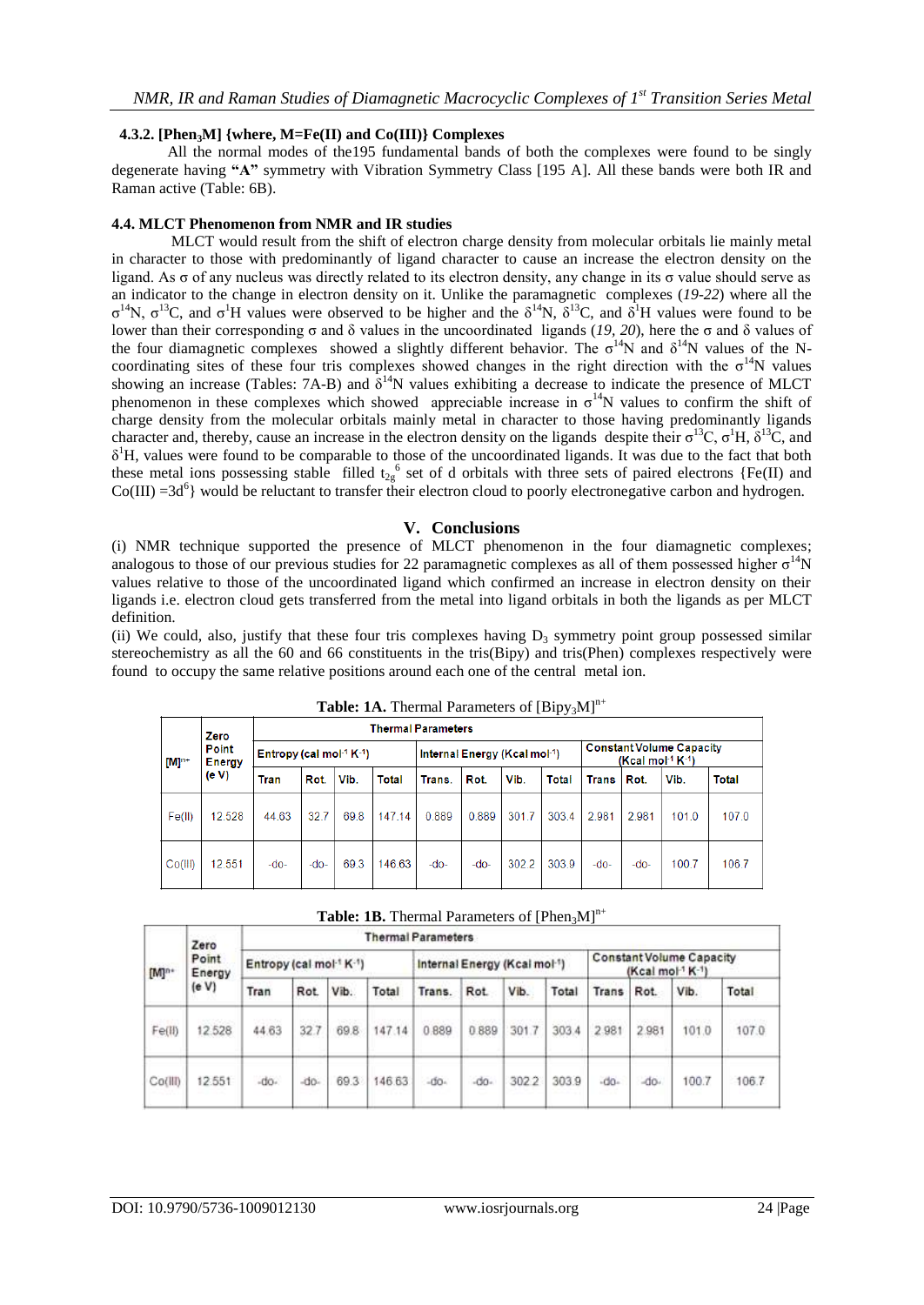#### 4.3.2. [$Phen_3M$] {where, M=Fe(II) and Co(III)} Complexes

All the normal modes of the195 fundamental bands of both the complexes were found to be singly degenerate having **"A"** symmetry with Vibration Symmetry Class [195 A]. All these bands were both IR and Raman active (Table: 6B).

### 4.4. MLCT Phenomenon from NMR and IR studies

MLCT would result from the shift of electron charge density from molecular orbitals lie mainly metal in character to those with predominantly of ligand character to cause an increase the electron density on the ligand. As σ of any nucleus was directly related to its electron density, any change in its σ value should serve as an indicator to the change in electron density on it. Unlike the paramagnetic complexes (*19-22*) where all the $\sigma^{14}N$, $\sigma^{13}C$, and $\sigma^{1}H$ values were observed to be higher and the $\delta^{14}N$, $\delta^{13}C$, and $\delta^{1}H$ values were found to be lower than their corresponding σ and δ values in the uncoordinated ligands (*19, 20*), here the σ and δ values of the four diamagnetic complexes showed a slightly different behavior. The $\sigma^{14}N$ and $\delta^{14}N$ values of the N-coordinating sites of these four tris complexes showed changes in the right direction with the $\sigma^{14}N$ values showing an increase (Tables: 7A-B) and $\delta^{14}N$ values exhibiting a decrease to indicate the presence of MLCT phenomenon in these complexes which showed appreciable increase in $\sigma^{14}N$ values to confirm the shift of charge density from the molecular orbitals mainly metal in character to those having predominantly ligands character and, thereby, cause an increase in the electron density on the ligands despite their $\sigma^{13}C$, $\sigma^{1}H$, $\delta^{13}C$, and $\delta^{1}H$, values were found to be comparable to those of the uncoordinated ligands. It was due to the fact that both these metal ions possessing stable filled $t_{2g}^{6}$ set of d orbitals with three sets of paired electrons {Fe(II) and Co(III) =$3d^6$} would be reluctant to transfer their electron cloud to poorly electronegative carbon and hydrogen.

## V. Conclusions

(i) NMR technique supported the presence of MLCT phenomenon in the four diamagnetic complexes; analogous to those of our previous studies for 22 paramagnetic complexes as all of them possessed higher $\sigma^{14}N$ values relative to those of the uncoordinated ligand which confirmed an increase in electron density on their ligands i.e. electron cloud gets transferred from the metal into ligand orbitals in both the ligands as per MLCT definition.

(ii) We could, also, justify that these four tris complexes having $D_3$ symmetry point group possessed similar stereochemistry as all the 60 and 66 constituents in the tris(Bipy) and tris(Phen) complexes respectively were found to occupy the same relative positions around each one of the central metal ion.

**Table: 1A.** Thermal Parameters of $[Bipy_3M]^{n+}$

| $[M]^{n+}$ | Zero Point Energy (e V) | Thermal Parameters | | | | | | | | | | | |
|---|---|---|---|---|---|---|---|---|---|---|---|---|---|
| | | Entropy (cal mol$^{-1}$ K$^{-1}$) | | | | Internal Energy (Kcal mol$^{-1}$) | | | | Constant Volume Capacity (Kcal mol$^{-1}$ K$^{-1}$) | | | |
| | | Tran | Rot. | Vib. | Total | Trans. | Rot. | Vib. | Total | Trans | Rot. | Vib. | Total |
| Fe(II) | 12.528 | 44.63 | 32.7 | 69.8 | 147.14 | 0.889 | 0.889 | 301.7 | 303.4 | 2.981 | 2.981 | 101.0 | 107.0 |
| Co(III) | 12.551 | -do- | -do- | 69.3 | 146.63 | -do- | -do- | 302.2 | 303.9 | -do- | -do- | 100.7 | 106.7 |

**Table: 1B.** Thermal Parameters of $[Phen_3M]^{n+}$

| $[M]^{n+}$ | Zero Point Energy (e V) | Thermal Parameters | | | | | | | | | | | |
|---|---|---|---|---|---|---|---|---|---|---|---|---|---|
| | | Entropy (cal mol$^{-1}$ K$^{-1}$) | | | | Internal Energy (Kcal mol$^{-1}$) | | | | Constant Volume Capacity (Kcal mol$^{-1}$ K$^{-1}$) | | | |
| | | Tran | Rot. | Vib. | Total | Trans. | Rot. | Vib. | Total | Trans | Rot. | Vib. | Total |
| Fe(II) | 12.528 | 44.63 | 32.7 | 69.8 | 147.14 | 0.889 | 0.889 | 301.7 | 303.4 | 2.981 | 2.981 | 101.0 | 107.0 |
| Co(III) | 12.551 | -do- | -do- | 69.3 | 146.63 | -do- | -do- | 302.2 | 303.9 | -do- | -do- | 100.7 | 106.7 |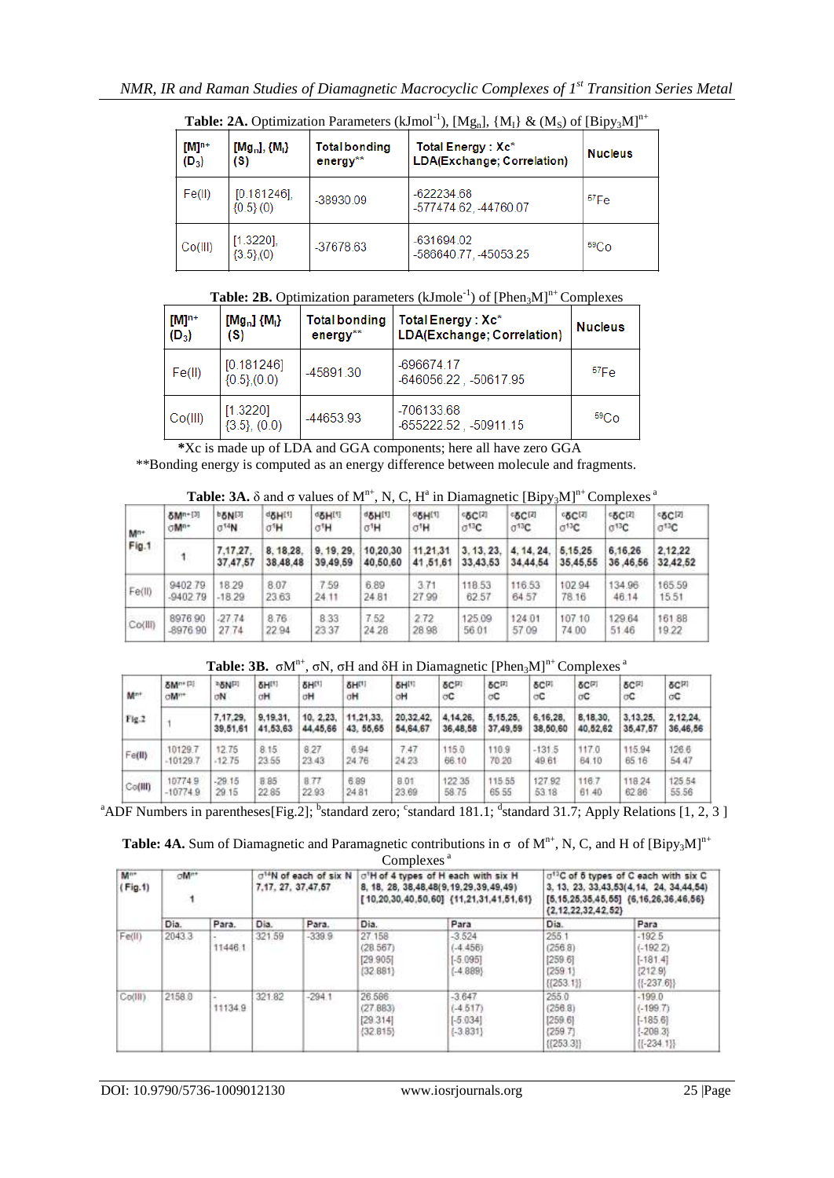**Table: 2A.** Optimization Parameters (kJmol$^{-1}$), [$Mg_n$], {$M_l$} & ($M_S$) of [$Bipy_3M$]$^{n+}$

| [M]$^{n+}$ ($D_3$) | [$Mg_n$], {$M_l$} (S) | Total bonding energy** | Total Energy : Xc* LDA(Exchange; Correlation) | Nucleus |
|---|---|---|---|---|
| Fe(II) | [0.181246], {0.5} (0) | -38930.09 | -622234.68<br>-577474.62, -44760.07 | $^{57}$Fe |
| Co(III) | [1.3220], {3.5},(0) | -37678.63 | -631694.02<br>-586640.77, -45053.25 | $^{59}$Co |

**Table: 2B.** Optimization parameters (kJmole$^{-1}$) of [$Phen_3M$]$^{n+}$ Complexes

| [M]$^{n+}$ ($D_3$) | [$Mg_n$] {$M_l$} (S) | Total bonding energy** | Total Energy : Xc* LDA(Exchange; Correlation) | Nucleus |
|---|---|---|---|---|
| Fe(II) | [0.181246] {0.5},(0.0) | -45891.30 | -696674.17<br>-646056.22 , -50617.95 | $^{57}$Fe |
| Co(III) | [1.3220] {3.5}, (0.0) | -44653.93 | -706133.68<br>-655222.52 , -50911.15 | $^{59}$Co |

*Xc is made up of LDA and GGA components; here all have zero GGA

**Bonding energy is computed as an energy difference between molecule and fragments.

**Table: 3A.** δ and σ values of M$^{n+}$, N, C, H$^{a}$ in Diamagnetic [$Bipy_3M$]$^{n+}$ Complexes $^{a}$

| M$^{n+}$ Fig.1 | δM$^{n+}$[3] σM$^{n+}$ | $^{b}$δN[3] σ$^{14}$N | $^{d}$δH[1] σ$^{1}$H | $^{d}$δH[1] σ$^{1}$H | $^{d}$δH[1] σ$^{1}$H | $^{d}$δH[1] σ$^{1}$H | $^{c}$δC[2] σ$^{13}$C | $^{c}$δC[2] σ$^{13}$C | $^{c}$δC[2] σ$^{13}$C | $^{c}$δC[2] σ$^{13}$C | $^{c}$δC[2] σ$^{13}$C |
|---|---|---|---|---|---|---|---|---|---|---|---|
| | 1 | 7,17,27, 37,47,57 | 8, 18,28, 38,48,48 | 9, 19, 29, 39,49,59 | 10,20,30 40,50,60 | 11,21,31 41,51,61 | 3, 13, 23, 33,43,53 | 4, 14, 24, 34,44,54 | 5,15,25 35,45,55 | 6,16,26 36,46,56 | 2,12,22 32,42,52 |
| Fe(II) | 9402.79<br>-9402.79 | 18.29<br>-18.29 | 8.07<br>23.63 | 7.59<br>24.11 | 6.89<br>24.81 | 3.71<br>27.99 | 118.53<br>62.57 | 116.53<br>64.57 | 102.94<br>78.16 | 134.96<br>46.14 | 165.59<br>15.51 |
| Co(III) | 8976.90<br>-8976.90 | -27.74<br>27.74 | 8.76<br>22.94 | 8.33<br>23.37 | 7.52<br>24.28 | 2.72<br>28.98 | 125.09<br>56.01 | 124.01<br>57.09 | 107.10<br>74.00 | 129.64<br>51.46 | 161.88<br>19.22 |

**Table: 3B.** σM$^{n+}$, σN, σH and δH in Diamagnetic [$Phen_3M$]$^{n+}$ Complexes $^{a}$

| M$^{n+}$ Fig.2 | δM$^{n+}$[3] σM$^{n+}$ | $^{b}$δN[3] σN | δH[1] σH | δH[1] σH | δH[1] σH | δH[1] σH | δC[2] σC | δC[2] σC | δC[2] σC | δC[2] σC | δC[2] σC | δC[2] σC |
|---|---|---|---|---|---|---|---|---|---|---|---|---|
| | 1 | 7,17,29, 39,51,61 | 9,19,31, 41,53,63 | 10, 2,23, 44,45,66 | 11,21,33, 43, 55,65 | 20,32,42, 54,64,67 | 4,14,26, 36,48,58 | 5,15,25, 37,49,59 | 6,16,28, 38,50,60 | 8,18,30, 40,52,62 | 3,13,25, 35,47,57 | 2,12,24, 36,46,56 |
| Fe(II) | 10129.7<br>-10129.7 | 12.75<br>-12.75 | 8.15<br>23.55 | 8.27<br>23.43 | 6.94<br>24.76 | 7.47<br>24.23 | 115.0<br>66.10 | 110.9<br>70.20 | -131.5<br>49.61 | 117.0<br>64.10 | 115.94<br>65.16 | 126.6<br>54.47 |
| Co(III) | 10774.9<br>-10774.9 | -29.15<br>29.15 | 8.85<br>22.85 | 8.77<br>22.93 | 6.89<br>24.81 | 8.01<br>23.69 | 122.35<br>58.75 | 115.55<br>65.55 | 127.92<br>53.18 | 116.7<br>61.40 | 118.24<br>62.86 | 125.54<br>55.56 |

$^{a}$ADF Numbers in parentheses[Fig.2]; $^{b}$standard zero; $^{c}$standard 181.1; $^{d}$standard 31.7; Apply Relations [1, 2, 3 ]

**Table: 4A.** Sum of Diamagnetic and Paramagnetic contributions in σ of M$^{n+}$, N, C, and H of [$Bipy_3M$]$^{n+}$ Complexes $^{a}$

| M$^{n+}$ (Fig.1) | σM$^{n+}$ 1 | | σ$^{14}$N of each of six N 7,17, 27, 37,47,57 | | σ$^{1}$H of 4 types of H each with six H 8, 18, 28, 38,48,48(9,19,29,39,49,49) [10,20,30,40,50,60] {11,21,31,41,51,61} | | σ$^{13}$C of 5 types of C each with six C 3, 13, 23, 33,43,53(4,14, 24, 34,44,54) [5,15,25,35,45,55] {6,16,26,36,46,56} {2,12,22,32,42,52} | |
|---|---|---|---|---|---|---|---|---|
| | Dia. | Para. | Dia. | Para. | Dia. | Para | Dia. | Para |
| Fe(II) | 2043.3 | -11446.1 | 321.59 | -339.9 | 27.158<br>(28.567)<br>[29.905]<br>{32.881} | -3.524<br>(-4.456)<br>[-5.095]<br>{-4.889} | 255.1<br>(256.8)<br>[259.6]<br>{259.1}<br>{{253.1}} | -192.5<br>(-192.2)<br>[-181.4]<br>{212.9}<br>{{-237.6}} |
| Co(III) | 2158.0 | -11134.9 | 321.82 | -294.1 | 26.586<br>(27.883)<br>[29.314]<br>{32.815} | -3.647<br>(-4.517)<br>[-5.034]<br>{-3.831} | 255.0<br>(256.8)<br>[259.6]<br>{259.7}<br>{{253.3}} | -199.0<br>(-199.7)<br>[-185.6]<br>{-208.3}<br>{{-234.1}} |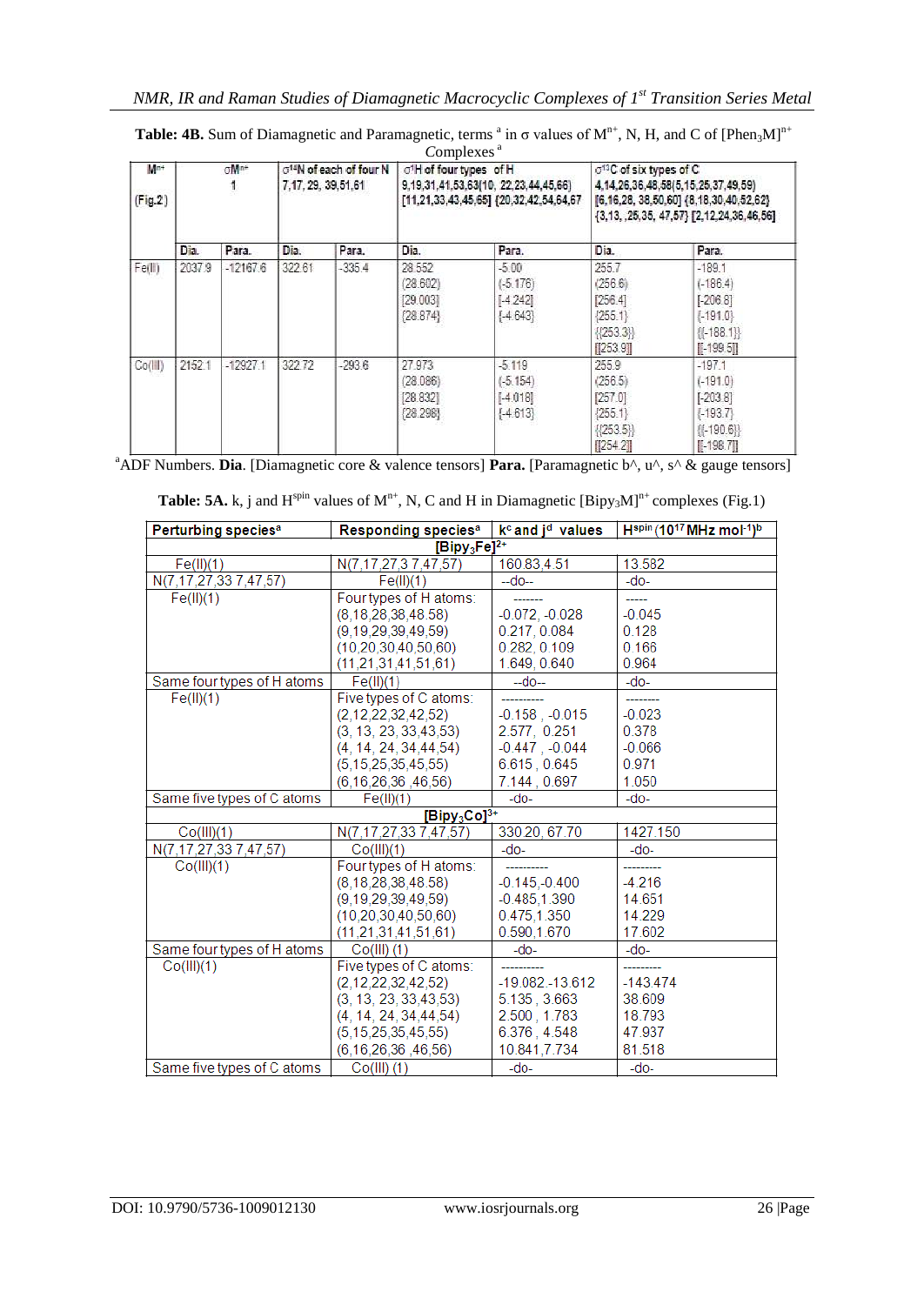**Table: 4B.** Sum of Diamagnetic and Paramagnetic, terms [a] in σ values of $M^{n+}$, N, H, and C of $[Phen_3M]^{n+}$ Complexes [a]

| $M^{n+}$ (Fig.2) | $σM^{n+}$ 1 | | $σ^{14}N$ of each of four N 7,17, 29, 39,51,61 | | $σ^{1}H$ of four types of H 9,19,31,41,53,63(10, 22,23,44,45,66) [11,21,33,43,45,65] {20,32,42,54,64,67 | | $σ^{13}C$ of six types of C 4,14,26,36,48,58(5,15,25,37,49,59) [6,16,28, 38,50,60] {8,18,30,40,52,62} {3,13, ,25,35, 47,57} [2,12,24,36,46,56] | |
|---|---|---|---|---|---|---|---|---|
| | Dia. | Para. | Dia. | Para. | Dia. | Para. | Dia. | Para. |
| Fe(II) | 2037.9 | -12167.6 | 322.61 | -335.4 | 28.552 (28.602) [29.003] {28.874} | -5.00 (-5.176) [-4.242] {-4.643} | 255.7 (256.6) [256.4] {255.1} {{253.3}} [[253.9]] | -189.1 (-186.4) [-206.8] {-191.0} {{-188.1}} [[-199.5]] |
| Co(III) | 2152.1 | -12927.1 | 322.72 | -293.6 | 27.973 (28.086) [28.832] {28.298} | -5.119 (-5.154) [-4.018] {-4.613} | 255.9 (256.5) [257.0] {255.1} {{253.5}} [[254.2]] | -197.1 (-191.0) [-203.8] {-193.7} {{-190.6}} [[-198.7]] |

[a]ADF Numbers. **Dia**. [Diamagnetic core & valence tensors] **Para.** [Paramagnetic b^, u^, s^ & gauge tensors]

**Table: 5A.** k, j and $H^{spin}$ values of $M^{n+}$, N, C and H in Diamagnetic $[Bipy_3M]^{n+}$ complexes (Fig.1)

| Perturbing species[a] | Responding species[a] | $k^c$ and $j^d$ values | $H^{spin}$ ($10^{17}$ MHz $mol^{-1}$)[b] |
|---|---|---|---|
| | $[Bipy_3Fe]^{2+}$ | | |
| Fe(II)(1) | N(7,17,27,3 7,47,57) | 160.83,4.51 | 13.582 |
| N(7,17,27,33 7,47,57) | Fe(II)(1) | --do-- | -do- |
| Fe(II)(1) | Four types of H atoms:<br>(8,18,28,38,48.58)<br>(9,19,29,39,49,59)<br>(10,20,30,40,50,60)<br>(11,21,31,41,51,61) | -------<br>-0.072, -0.028<br>0.217, 0.084<br>0.282, 0.109<br>1.649, 0.640 | -----<br>-0.045<br>0.128<br>0.166<br>0.964 |
| Same four types of H atoms | Fe(II)(1) | --do-- | -do- |
| Fe(II)(1) | Five types of C atoms:<br>(2,12,22,32,42,52)<br>(3, 13, 23, 33,43,53)<br>(4, 14, 24, 34,44,54)<br>(5,15,25,35,45,55)<br>(6,16,26,36 ,46,56) | ----------<br>-0.158 , -0.015<br>2.577, 0.251<br>-0.447 , -0.044<br>6.615 , 0.645<br>7.144 , 0.697 | --------<br>-0.023<br>0.378<br>-0.066<br>0.971<br>1.050 |
| Same five types of C atoms | Fe(II)(1) | -do- | -do- |
| | $[Bipy_3Co]^{3+}$ | | |
| Co(III)(1) | N(7,17,27,33 7,47,57) | 330.20, 67.70 | 1427.150 |
| N(7,17,27,33 7,47,57) | Co(III)(1) | -do- | -do- |
| Co(III)(1) | Four types of H atoms:<br>(8,18,28,38,48.58)<br>(9,19,29,39,49,59)<br>(10,20,30,40,50,60)<br>(11,21,31,41,51,61) | ----------<br>-0.145,-0.400<br>-0.485,1.390<br>0.475,1.350<br>0.590,1.670 | ---------<br>-4.216<br>14.651<br>14.229<br>17.602 |
| Same four types of H atoms | Co(III) (1) | -do- | -do- |
| Co(III)(1) | Five types of C atoms:<br>(2,12,22,32,42,52)<br>(3, 13, 23, 33,43,53)<br>(4, 14, 24, 34,44,54)<br>(5,15,25,35,45,55)<br>(6,16,26,36 ,46,56) | ----------<br>-19.082,-13.612<br>5.135 , 3.663<br>2.500 , 1.783<br>6.376 , 4.548<br>10.841,7.734 | ---------<br>-143.474<br>38.609<br>18.793<br>47.937<br>81.518 |
| Same five types of C atoms | Co(III) (1) | -do- | -do- |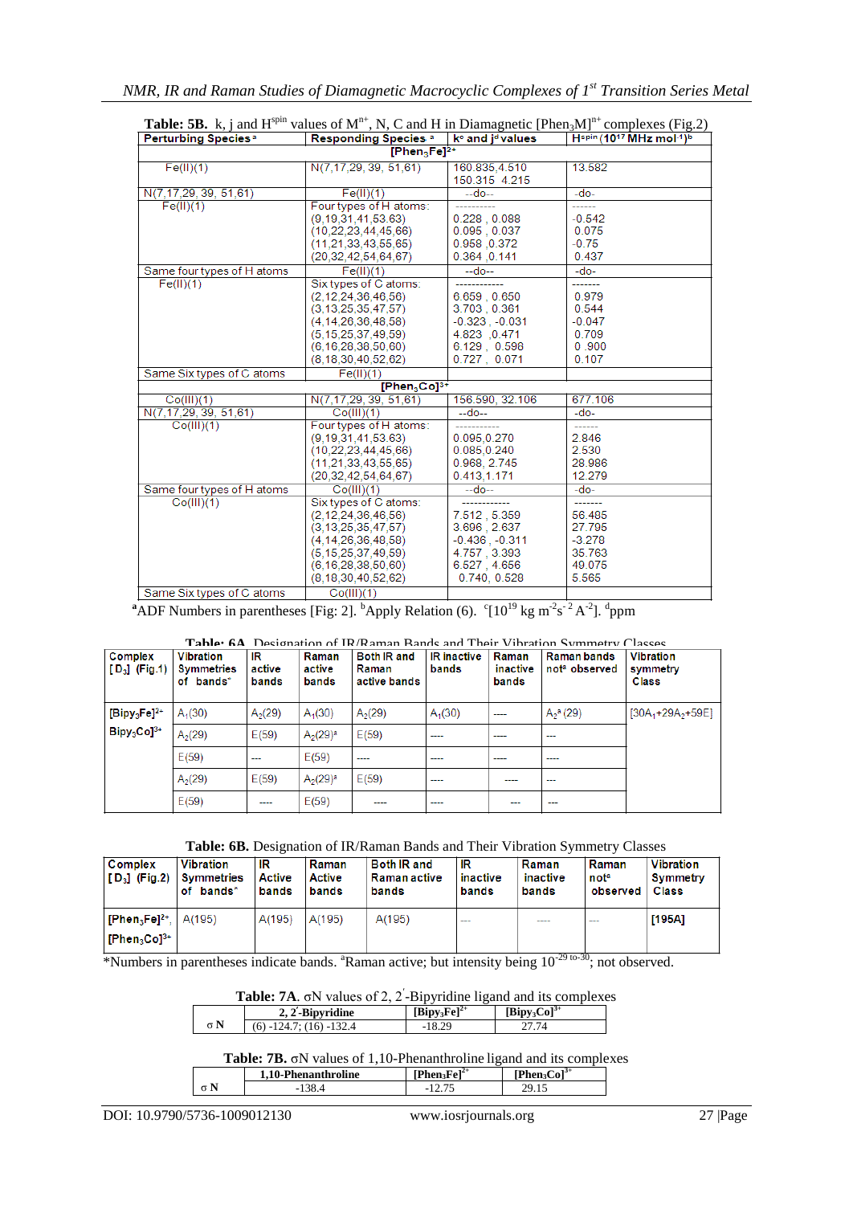**Table: 5B.** k, j and $H^{spin}$ values of $M^{n+}$, N, C and H in Diamagnetic $[Phen_3M]^{n+}$ complexes (Fig.2)

| Perturbing Species [a] | Responding Species [a] | k[c] and j[d] values | $H^{spin}$ ($10^{17}$ MHz $mol^{-1}$)[b] |
|---|---|---|---|
| $[Phen_3Fe]^{2+}$ | | | |
| Fe(II)(1) | N(7,17,29, 39, 51,61) | 160.835,4.510<br>150.315 4.215 | 13.582 |
| N(7,17,29, 39, 51,61) | Fe(II)(1) | --do-- | -do- |
| Fe(II)(1) | Four types of H atoms: | ---------- | ------ |
| | (9,19,31,41,53.63) | 0.228 , 0.088 | -0.542 |
| | (10,22,23,44,45,66) | 0.095 , 0.037 | 0.075 |
| | (11,21,33,43,55,65) | 0.958 ,0.372 | -0.75 |
| | (20,32,42,54,64,67) | 0.364 ,0.141 | 0.437 |
| Same four types of H atoms | Fe(II)(1) | --do-- | -do- |
| Fe(II)(1) | Six types of C atoms: | ------------ | ------- |
| | (2,12,24,36,46,56) | 6.659 , 0.650 | 0.979 |
| | (3,13,25,35,47,57) | 3.703 , 0.361 | 0.544 |
| | (4,14,26,36,48,58) | -0.323 , -0.031 | -0.047 |
| | (5,15,25,37,49,59) | 4.823 , 0.471 | 0.709 |
| | (6,16,28,38,50,60) | 6.129 , 0.598 | 0 .900 |
| | (8,18,30,40,52,62) | 0.727 , 0.071 | 0.107 |
| Same Six types of C atoms | Fe(II)(1) | | |
| $[Phen_3Co]^{3+}$ | | | |
| Co(III)(1) | N(7,17,29, 39, 51,61) | 156.590, 32.106 | 677.106 |
| N(7,17,29, 39, 51,61) | Co(III)(1) | --do-- | -do- |
| Co(III)(1) | Four types of H atoms: | ----------- | ------ |
| | (9,19,31,41,53.63) | 0.095,0.270 | 2.846 |
| | (10,22,23,44,45,66) | 0.085,0.240 | 2.530 |
| | (11,21,33,43,55,65) | 0.968, 2.745 | 28.986 |
| | (20,32,42,54,64,67) | 0.413,1.171 | 12.279 |
| Same four types of H atoms | Co(III)(1) | --do-- | -do- |
| Co(III)(1) | Six types of C atoms: | ------------ | ------- |
| | (2,12,24,36,46,56) | 7.512 , 5.359 | 56.485 |
| | (3,13,25,35,47,57) | 3.696 , 2.637 | 27.795 |
| | (4,14,26,36,48,58) | -0.436 , -0.311 | -3.278 |
| | (5,15,25,37,49,59) | 4.757 , 3.393 | 35.763 |
| | (6,16,28,38,50,60) | 6.527 , 4.656 | 49.075 |
| | (8,18,30,40,52,62) | 0.740, 0.528 | 5.565 |
| Same Six types of C atoms | Co(III)(1) | | |

[a]ADF Numbers in parentheses [Fig: 2]. [b]Apply Relation (6). [c][$10^{19}$ kg $m^{-2}s^{-2}$ $A^{-2}$]. [d]ppm

**Table: 6A.** Designation of IR/Raman Bands and Their Vibration Symmetry Classes

| Complex [$D_3$] (Fig.1) | Vibration Symmetries of bands* | IR active bands | Raman active bands | Both IR and Raman active bands | IR inactive bands | Raman inactive bands | Raman bands not[a] observed | Vibration symmetry Class |
|---|---|---|---|---|---|---|---|---|
| $[Bipy_3Fe]^{2+}$ | $A_1(30)$ | $A_2(29)$ | $A_1(30)$ | $A_2(29)$ | $A_1(30)$ | ---- | $A_2{}^a(29)$ | [$30A_1$+$29A_2$+59E] |
| $Bipy_3Co]^{3+}$ | $A_2(29)$ | E(59) | $A_2(29)^a$ | E(59) | ---- | ---- | --- | |
| | E(59) | --- | E(59) | ---- | ---- | ---- | ---- | |
| | $A_2(29)$ | E(59) | $A_2(29)^a$ | E(59) | ---- | ---- | --- | |
| | E(59) | ---- | E(59) | ---- | ---- | --- | --- | |

**Table: 6B.** Designation of IR/Raman Bands and Their Vibration Symmetry Classes

| Complex [$D_3$] (Fig.2) | Vibration Symmetries of bands* | IR Active bands | Raman Active bands | Both IR and Raman active bands | IR inactive bands | Raman inactive bands | Raman not[a] observed | Vibration Symmetry Class |
|---|---|---|---|---|---|---|---|---|
| $[Phen_3Fe]^{2+}$, $[Phen_3Co]^{3+}$ | A(195) | A(195) | A(195) | A(195) | --- | ---- | --- | [195A] |

*Numbers in parentheses indicate bands. [a]Raman active; but intensity being $10^{-29\ to\ -30}$; not observed.

**Table: 7A**. σN values of 2, 2′-Bipyridine ligand and its complexes

| | 2, 2′-Bipyridine | $[Bipy_3Fe]^{2+}$ | $[Bipy_3Co]^{3+}$ |
|---|---|---|---|
| σ N | (6) -124.7; (16) -132.4 | -18.29 | 27.74 |

**Table: 7B.** σN values of 1,10-Phenanthroline ligand and its complexes

| | 1,10-Phenanthroline | $[Phen_3Fe]^{2+}$ | $[Phen_3Co]^{3+}$ |
|---|---|---|---|
| σ N | -138.4 | -12.75 | 29.15 |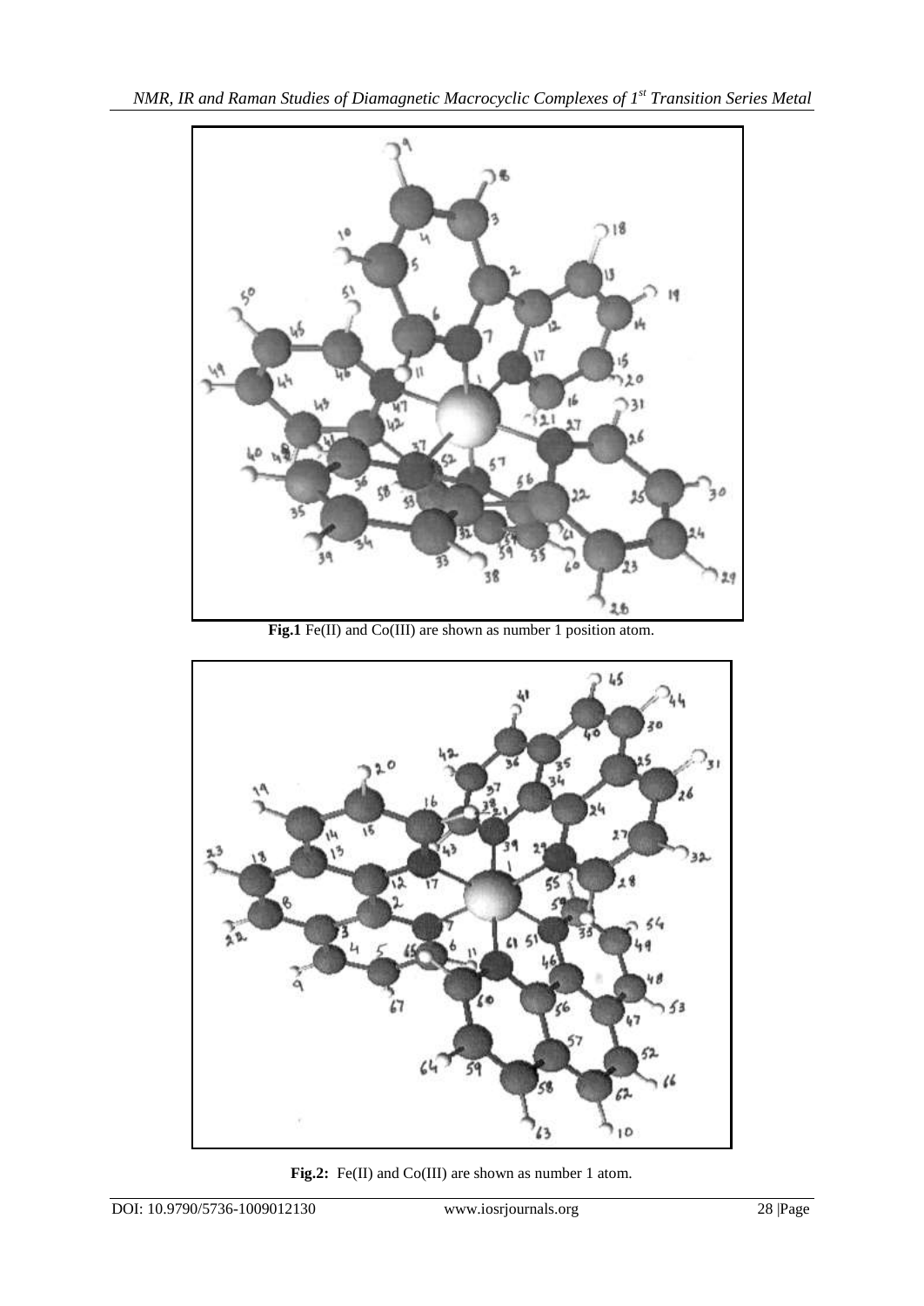**Fig.1** Fe(II) and Co(III) are shown as number 1 position atom.

**Fig.2:** Fe(II) and Co(III) are shown as number 1 atom.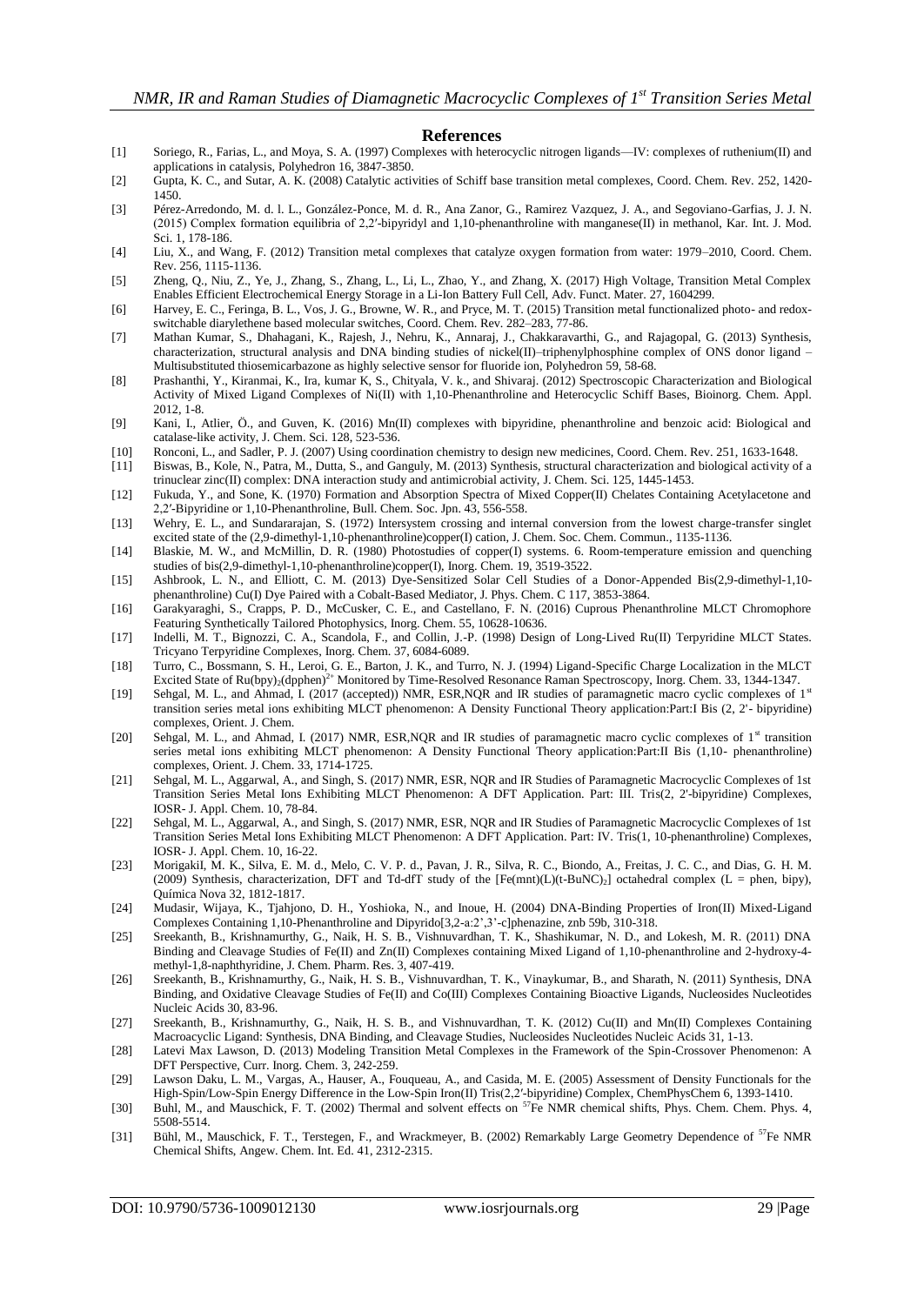## References

[1] Soriego, R., Farias, L., and Moya, S. A. (1997) Complexes with heterocyclic nitrogen ligands—IV: complexes of ruthenium(II) and applications in catalysis, Polyhedron 16, 3847-3850.

[2] Gupta, K. C., and Sutar, A. K. (2008) Catalytic activities of Schiff base transition metal complexes, Coord. Chem. Rev. 252, 1420-1450.

[3] Pérez-Arredondo, M. d. l. L., González-Ponce, M. d. R., Ana Zanor, G., Ramirez Vazquez, J. A., and Segoviano-Garfias, J. J. N. (2015) Complex formation equilibria of 2,2′-bipyridyl and 1,10-phenanthroline with manganese(II) in methanol, Kar. Int. J. Mod. Sci. 1, 178-186.

[4] Liu, X., and Wang, F. (2012) Transition metal complexes that catalyze oxygen formation from water: 1979–2010, Coord. Chem. Rev. 256, 1115-1136.

[5] Zheng, Q., Niu, Z., Ye, J., Zhang, S., Zhang, L., Li, L., Zhao, Y., and Zhang, X. (2017) High Voltage, Transition Metal Complex Enables Efficient Electrochemical Energy Storage in a Li-Ion Battery Full Cell, Adv. Funct. Mater. 27, 1604299.

[6] Harvey, E. C., Feringa, B. L., Vos, J. G., Browne, W. R., and Pryce, M. T. (2015) Transition metal functionalized photo- and redox-switchable diarylethene based molecular switches, Coord. Chem. Rev. 282–283, 77-86.

[7] Mathan Kumar, S., Dhahagani, K., Rajesh, J., Nehru, K., Annaraj, J., Chakkaravarthi, G., and Rajagopal, G. (2013) Synthesis, characterization, structural analysis and DNA binding studies of nickel(II)–triphenylphosphine complex of ONS donor ligand – Multisubstituted thiosemicarbazone as highly selective sensor for fluoride ion, Polyhedron 59, 58-68.

[8] Prashanthi, Y., Kiranmai, K., Ira, kumar K S., Chityala, V. k., and Shivaraj. (2012) Spectroscopic Characterization and Biological Activity of Mixed Ligand Complexes of Ni(II) with 1,10-Phenanthroline and Heterocyclic Schiff Bases, Bioinorg. Chem. Appl. 2012, 1-8.

[9] Kani, I., Atlier, Ö., and Guven, K. (2016) Mn(II) complexes with bipyridine, phenanthroline and benzoic acid: Biological and catalase-like activity, J. Chem. Sci. 128, 523-536.

[10] Ronconi, L., and Sadler, P. J. (2007) Using coordination chemistry to design new medicines, Coord. Chem. Rev. 251, 1633-1648.

[11] Biswas, B., Kole, N., Patra, M., Dutta, S., and Ganguly, M. (2013) Synthesis, structural characterization and biological activity of a trinuclear zinc(II) complex: DNA interaction study and antimicrobial activity, J. Chem. Sci. 125, 1445-1453.

[12] Fukuda, Y., and Sone, K. (1970) Formation and Absorption Spectra of Mixed Copper(II) Chelates Containing Acetylacetone and 2,2′-Bipyridine or 1,10-Phenanthroline, Bull. Chem. Soc. Jpn. 43, 556-558.

[13] Wehry, E. L., and Sundararajan, S. (1972) Intersystem crossing and internal conversion from the lowest charge-transfer singlet excited state of the (2,9-dimethyl-1,10-phenanthroline)copper(I) cation, J. Chem. Soc. Chem. Commun., 1135-1136.

[14] Blaskie, M. W., and McMillin, D. R. (1980) Photostudies of copper(I) systems. 6. Room-temperature emission and quenching studies of bis(2,9-dimethyl-1,10-phenanthroline)copper(I), Inorg. Chem. 19, 3519-3522.

[15] Ashbrook, L. N., and Elliott, C. M. (2013) Dye-Sensitized Solar Cell Studies of a Donor-Appended Bis(2,9-dimethyl-1,10-phenanthroline) Cu(I) Dye Paired with a Cobalt-Based Mediator, J. Phys. Chem. C 117, 3853-3864.

[16] Garakyaraghi, S., Crapps, P. D., McCusker, C. E., and Castellano, F. N. (2016) Cuprous Phenanthroline MLCT Chromophore Featuring Synthetically Tailored Photophysics, Inorg. Chem. 55, 10628-10636.

[17] Indelli, M. T., Bignozzi, C. A., Scandola, F., and Collin, J.-P. (1998) Design of Long-Lived Ru(II) Terpyridine MLCT States. Tricyano Terpyridine Complexes, Inorg. Chem. 37, 6084-6089.

[18] Turro, C., Bossmann, S. H., Leroi, G. E., Barton, J. K., and Turro, N. J. (1994) Ligand-Specific Charge Localization in the MLCT Excited State of $Ru(bpy)_2(dpphen)^{2+}$ Monitored by Time-Resolved Resonance Raman Spectroscopy, Inorg. Chem. 33, 1344-1347.

[19] Sehgal, M. L., and Ahmad, I. (2017 (accepted)) NMR, ESR,NQR and IR studies of paramagnetic macro cyclic complexes of 1st transition series metal ions exhibiting MLCT phenomenon: A Density Functional Theory application:Part:I Bis (2, 2'- bipyridine) complexes, Orient. J. Chem.

[20] Sehgal, M. L., and Ahmad, I. (2017) NMR, ESR,NQR and IR studies of paramagnetic macro cyclic complexes of 1st transition series metal ions exhibiting MLCT phenomenon: A Density Functional Theory application:Part:II Bis (1,10- phenanthroline) complexes, Orient. J. Chem. 33, 1714-1725.

[21] Sehgal, M. L., Aggarwal, A., and Singh, S. (2017) NMR, ESR, NQR and IR Studies of Paramagnetic Macrocyclic Complexes of 1st Transition Series Metal Ions Exhibiting MLCT Phenomenon: A DFT Application. Part: III. Tris(2, 2'-bipyridine) Complexes, IOSR- J. Appl. Chem. 10, 78-84.

[22] Sehgal, M. L., Aggarwal, A., and Singh, S. (2017) NMR, ESR, NQR and IR Studies of Paramagnetic Macrocyclic Complexes of 1st Transition Series Metal Ions Exhibiting MLCT Phenomenon: A DFT Application. Part: IV. Tris(1, 10-phenanthroline) Complexes, IOSR- J. Appl. Chem. 10, 16-22.

[23] MorigakiI, M. K., Silva, E. M. d., Melo, C. V. P. d., Pavan, J. R., Silva, R. C., Biondo, A., Freitas, J. C. C., and Dias, G. H. M. (2009) Synthesis, characterization, DFT and Td-dfT study of the $[Fe(mnt)(L)(t\text{-}BuNC)_2]$ octahedral complex (L = phen, bipy), Química Nova 32, 1812-1817.

[24] Mudasir, Wijaya, K., Tjahjono, D. H., Yoshioka, N., and Inoue, H. (2004) DNA-Binding Properties of Iron(II) Mixed-Ligand Complexes Containing 1,10-Phenanthroline and Dipyrido[3,2-a:2',3'-c]phenazine, znb 59b, 310-318.

[25] Sreekanth, B., Krishnamurthy, G., Naik, H. S. B., Vishnuvardhan, T. K., Shashikumar, N. D., and Lokesh, M. R. (2011) DNA Binding and Cleavage Studies of Fe(II) and Zn(II) Complexes containing Mixed Ligand of 1,10-phenanthroline and 2-hydroxy-4-methyl-1,8-naphthyridine, J. Chem. Pharm. Res. 3, 407-419.

[26] Sreekanth, B., Krishnamurthy, G., Naik, H. S. B., Vishnuvardhan, T. K., Vinaykumar, B., and Sharath, N. (2011) Synthesis, DNA Binding, and Oxidative Cleavage Studies of Fe(II) and Co(III) Complexes Containing Bioactive Ligands, Nucleosides Nucleotides Nucleic Acids 30, 83-96.

[27] Sreekanth, B., Krishnamurthy, G., Naik, H. S. B., and Vishnuvardhan, T. K. (2012) Cu(II) and Mn(II) Complexes Containing Macroacyclic Ligand: Synthesis, DNA Binding, and Cleavage Studies, Nucleosides Nucleotides Nucleic Acids 31, 1-13.

[28] Latevi Max Lawson, D. (2013) Modeling Transition Metal Complexes in the Framework of the Spin-Crossover Phenomenon: A DFT Perspective, Curr. Inorg. Chem. 3, 242-259.

[29] Lawson Daku, L. M., Vargas, A., Hauser, A., Fouqueau, A., and Casida, M. E. (2005) Assessment of Density Functionals for the High-Spin/Low-Spin Energy Difference in the Low-Spin Iron(II) Tris(2,2′-bipyridine) Complex, ChemPhysChem 6, 1393-1410.

[30] Buhl, M., and Mauschick, F. T. (2002) Thermal and solvent effects on $^{57}Fe$ NMR chemical shifts, Phys. Chem. Chem. Phys. 4, 5508-5514.

[31] Bühl, M., Mauschick, F. T., Terstegen, F., and Wrackmeyer, B. (2002) Remarkably Large Geometry Dependence of $^{57}Fe$ NMR Chemical Shifts, Angew. Chem. Int. Ed. 41, 2312-2315.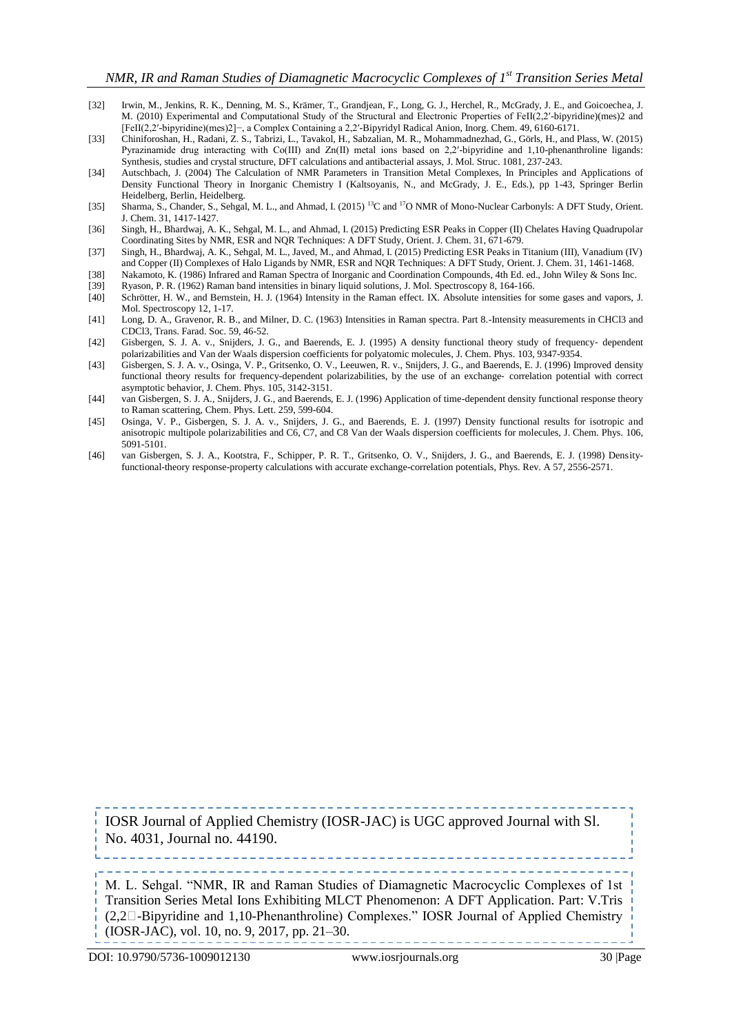[32] Irwin, M., Jenkins, R. K., Denning, M. S., Krämer, T., Grandjean, F., Long, G. J., Herchel, R., McGrady, J. E., and Goicoechea, J. M. (2010) Experimental and Computational Study of the Structural and Electronic Properties of FeII(2,2′-bipyridine)(mes)2 and [FeII(2,2′-bipyridine)(mes)2]−, a Complex Containing a 2,2′-Bipyridyl Radical Anion, Inorg. Chem. 49, 6160-6171.

[33] Chiniforoshan, H., Radani, Z. S., Tabrizi, L., Tavakol, H., Sabzalian, M. R., Mohammadnezhad, G., Görls, H., and Plass, W. (2015) Pyrazinamide drug interacting with Co(III) and Zn(II) metal ions based on 2,2′-bipyridine and 1,10-phenanthroline ligands: Synthesis, studies and crystal structure, DFT calculations and antibacterial assays, J. Mol. Struc. 1081, 237-243.

[34] Autschbach, J. (2004) The Calculation of NMR Parameters in Transition Metal Complexes, In Principles and Applications of Density Functional Theory in Inorganic Chemistry I (Kaltsoyanis, N., and McGrady, J. E., Eds.), pp 1-43, Springer Berlin Heidelberg, Berlin, Heidelberg.

[35] Sharma, S., Chander, S., Sehgal, M. L., and Ahmad, I. (2015) $^{13}C$ and $^{17}O$ NMR of Mono-Nuclear Carbonyls: A DFT Study, Orient. J. Chem. 31, 1417-1427.

[36] Singh, H., Bhardwaj, A. K., Sehgal, M. L., and Ahmad, I. (2015) Predicting ESR Peaks in Copper (II) Chelates Having Quadrupolar Coordinating Sites by NMR, ESR and NQR Techniques: A DFT Study, Orient. J. Chem. 31, 671-679.

[37] Singh, H., Bhardwaj, A. K., Sehgal, M. L., Javed, M., and Ahmad, I. (2015) Predicting ESR Peaks in Titanium (III), Vanadium (IV) and Copper (II) Complexes of Halo Ligands by NMR, ESR and NQR Techniques: A DFT Study, Orient. J. Chem. 31, 1461-1468.

[38] Nakamoto, K. (1986) Infrared and Raman Spectra of Inorganic and Coordination Compounds, 4th Ed. ed., John Wiley & Sons Inc.

[39] Ryason, P. R. (1962) Raman band intensities in binary liquid solutions, J. Mol. Spectroscopy 8, 164-166.

[40] Schrötter, H. W., and Bernstein, H. J. (1964) Intensity in the Raman effect. IX. Absolute intensities for some gases and vapors, J. Mol. Spectroscopy 12, 1-17.

[41] Long, D. A., Gravenor, R. B., and Milner, D. C. (1963) Intensities in Raman spectra. Part 8.-Intensity measurements in CHCl3 and CDCl3, Trans. Farad. Soc. 59, 46-52.

[42] Gisbergen, S. J. A. v., Snijders, J. G., and Baerends, E. J. (1995) A density functional theory study of frequency- dependent polarizabilities and Van der Waals dispersion coefficients for polyatomic molecules, J. Chem. Phys. 103, 9347-9354.

[43] Gisbergen, S. J. A. v., Osinga, V. P., Gritsenko, O. V., Leeuwen, R. v., Snijders, J. G., and Baerends, E. J. (1996) Improved density functional theory results for frequency-dependent polarizabilities, by the use of an exchange- correlation potential with correct asymptotic behavior, J. Chem. Phys. 105, 3142-3151.

[44] van Gisbergen, S. J. A., Snijders, J. G., and Baerends, E. J. (1996) Application of time-dependent density functional response theory to Raman scattering, Chem. Phys. Lett. 259, 599-604.

[45] Osinga, V. P., Gisbergen, S. J. A. v., Snijders, J. G., and Baerends, E. J. (1997) Density functional results for isotropic and anisotropic multipole polarizabilities and C6, C7, and C8 Van der Waals dispersion coefficients for molecules, J. Chem. Phys. 106, 5091-5101.

[46] van Gisbergen, S. J. A., Kootstra, F., Schipper, P. R. T., Gritsenko, O. V., Snijders, J. G., and Baerends, E. J. (1998) Density-functional-theory response-property calculations with accurate exchange-correlation potentials, Phys. Rev. A 57, 2556-2571.

IOSR Journal of Applied Chemistry (IOSR-JAC) is UGC approved Journal with Sl. No. 4031, Journal no. 44190.

M. L. Sehgal. "NMR, IR and Raman Studies of Diamagnetic Macrocyclic Complexes of 1st Transition Series Metal Ions Exhibiting MLCT Phenomenon: A DFT Application. Part: V.Tris (2,2′-Bipyridine and 1,10-Phenanthroline) Complexes." IOSR Journal of Applied Chemistry (IOSR-JAC), vol. 10, no. 9, 2017, pp. 21–30.